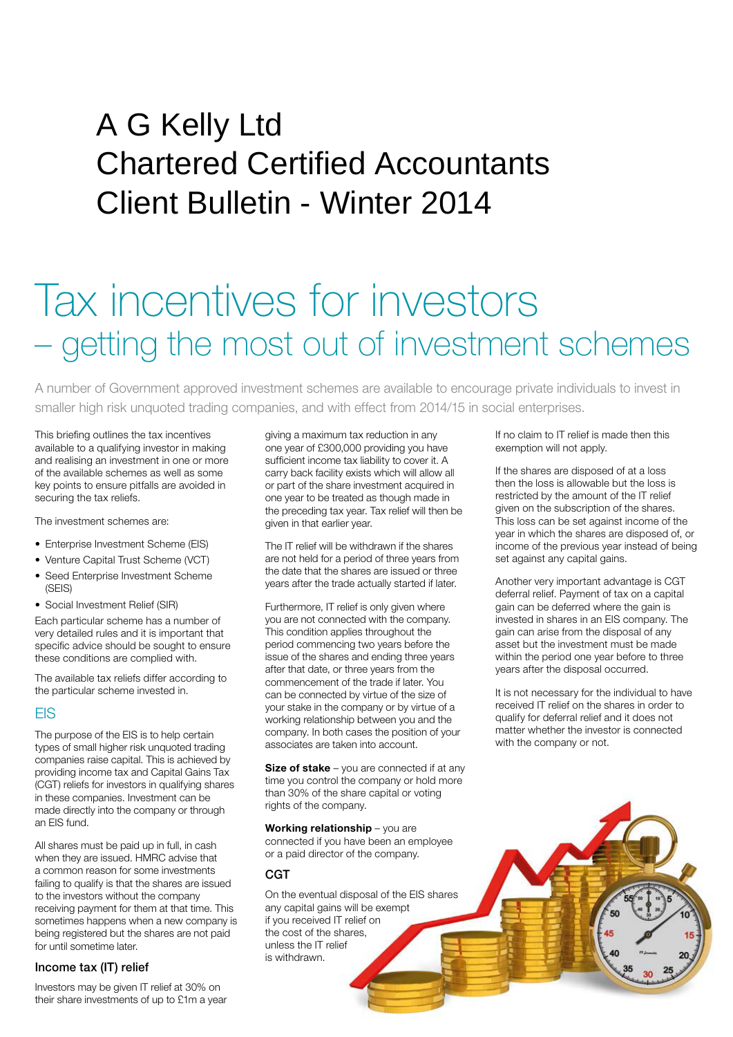# A G Kelly Ltd
# Chartered Certified Accountants
# Client Bulletin - Winter 2014

# Tax incentives for investors
## – getting the most out of investment schemes

A number of Government approved investment schemes are available to encourage private individuals to invest in smaller high risk unquoted trading companies, and with effect from 2014/15 in social enterprises.

This briefing outlines the tax incentives available to a qualifying investor in making and realising an investment in one or more of the available schemes as well as some key points to ensure pitfalls are avoided in securing the tax reliefs.

The investment schemes are:

- Enterprise Investment Scheme (EIS)
- Venture Capital Trust Scheme (VCT)
- Seed Enterprise Investment Scheme (SEIS)
- Social Investment Relief (SIR)

Each particular scheme has a number of very detailed rules and it is important that specific advice should be sought to ensure these conditions are complied with.

The available tax reliefs differ according to the particular scheme invested in.

## EIS

The purpose of the EIS is to help certain types of small higher risk unquoted trading companies raise capital. This is achieved by providing income tax and Capital Gains Tax (CGT) reliefs for investors in qualifying shares in these companies. Investment can be made directly into the company or through an EIS fund.

All shares must be paid up in full, in cash when they are issued. HMRC advise that a common reason for some investments failing to qualify is that the shares are issued to the investors without the company receiving payment for them at that time. This sometimes happens when a new company is being registered but the shares are not paid for until sometime later.

### Income tax (IT) relief

Investors may be given IT relief at 30% on their share investments of up to £1m a year giving a maximum tax reduction in any one year of £300,000 providing you have sufficient income tax liability to cover it. A carry back facility exists which will allow all or part of the share investment acquired in one year to be treated as though made in the preceding tax year. Tax relief will then be given in that earlier year.

The IT relief will be withdrawn if the shares are not held for a period of three years from the date that the shares are issued or three years after the trade actually started if later.

Furthermore, IT relief is only given where you are not connected with the company. This condition applies throughout the period commencing two years before the issue of the shares and ending three years after that date, or three years from the commencement of the trade if later. You can be connected by virtue of the size of your stake in the company or by virtue of a working relationship between you and the company. In both cases the position of your associates are taken into account.

**Size of stake** – you are connected if at any time you control the company or hold more than 30% of the share capital or voting rights of the company.

**Working relationship** – you are connected if you have been an employee or a paid director of the company.

### CGT

On the eventual disposal of the EIS shares any capital gains will be exempt if you received IT relief on the cost of the shares, unless the IT relief is withdrawn.

If no claim to IT relief is made then this exemption will not apply.

If the shares are disposed of at a loss then the loss is allowable but the loss is restricted by the amount of the IT relief given on the subscription of the shares. This loss can be set against income of the year in which the shares are disposed of, or income of the previous year instead of being set against any capital gains.

Another very important advantage is CGT deferral relief. Payment of tax on a capital gain can be deferred where the gain is invested in shares in an EIS company. The gain can arise from the disposal of any asset but the investment must be made within the period one year before to three years after the disposal occurred.

It is not necessary for the individual to have received IT relief on the shares in order to qualify for deferral relief and it does not matter whether the investor is connected with the company or not.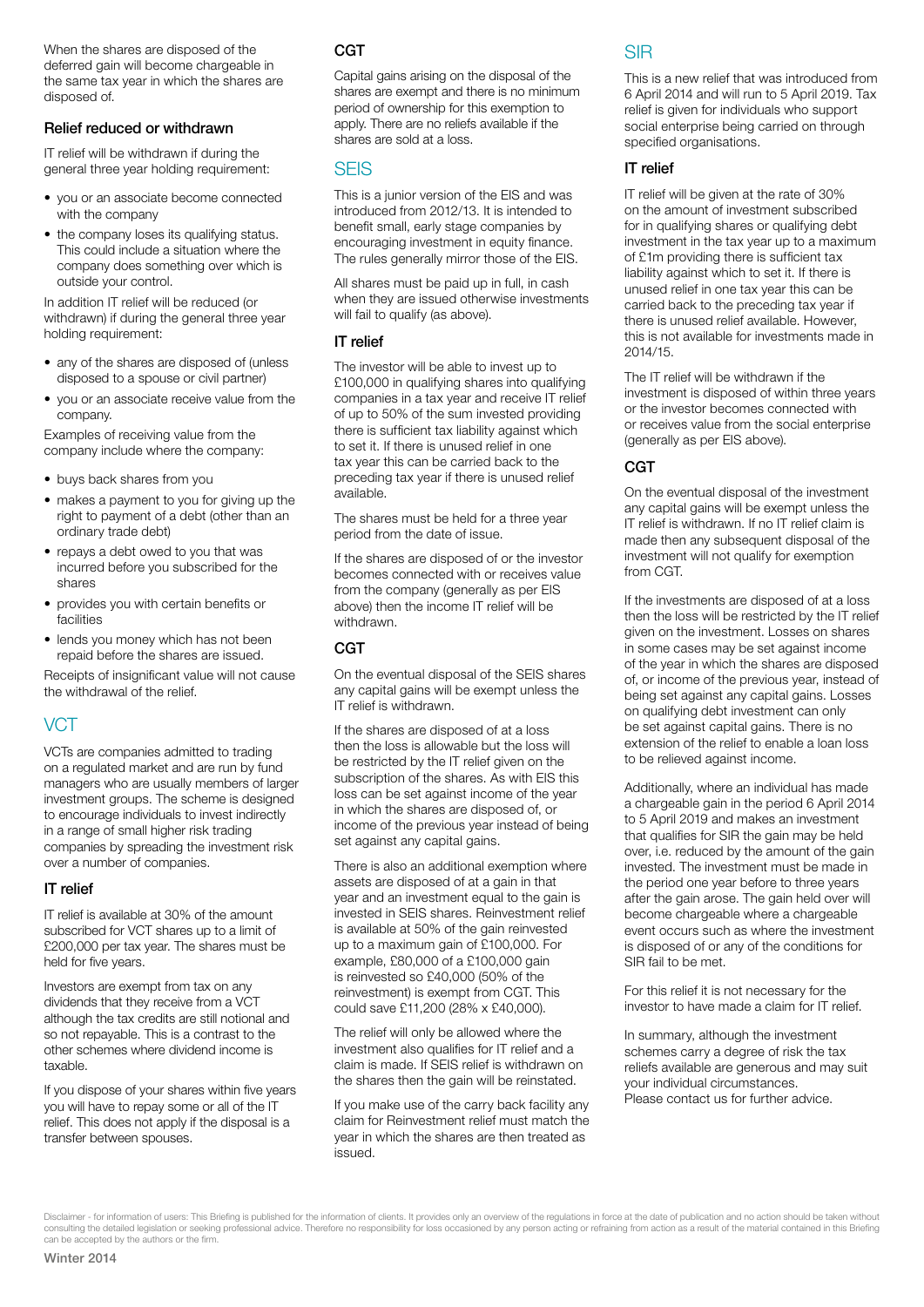When the shares are disposed of the deferred gain will become chargeable in the same tax year in which the shares are disposed of.

### Relief reduced or withdrawn

IT relief will be withdrawn if during the general three year holding requirement:

- you or an associate become connected with the company
- the company loses its qualifying status. This could include a situation where the company does something over which is outside your control.

In addition IT relief will be reduced (or withdrawn) if during the general three year holding requirement:

- any of the shares are disposed of (unless disposed to a spouse or civil partner)
- you or an associate receive value from the company.

Examples of receiving value from the company include where the company:

- buys back shares from you
- makes a payment to you for giving up the right to payment of a debt (other than an ordinary trade debt)
- repays a debt owed to you that was incurred before you subscribed for the shares
- provides you with certain benefits or facilities
- lends you money which has not been repaid before the shares are issued.

Receipts of insignificant value will not cause the withdrawal of the relief.

## VCT

VCTs are companies admitted to trading on a regulated market and are run by fund managers who are usually members of larger investment groups. The scheme is designed to encourage individuals to invest indirectly in a range of small higher risk trading companies by spreading the investment risk over a number of companies.

### IT relief

IT relief is available at 30% of the amount subscribed for VCT shares up to a limit of £200,000 per tax year. The shares must be held for five years.

Investors are exempt from tax on any dividends that they receive from a VCT although the tax credits are still notional and so not repayable. This is a contrast to the other schemes where dividend income is taxable.

If you dispose of your shares within five years you will have to repay some or all of the IT relief. This does not apply if the disposal is a transfer between spouses.

### CGT

Capital gains arising on the disposal of the shares are exempt and there is no minimum period of ownership for this exemption to apply. There are no reliefs available if the shares are sold at a loss.

## SEIS

This is a junior version of the EIS and was introduced from 2012/13. It is intended to benefit small, early stage companies by encouraging investment in equity finance. The rules generally mirror those of the EIS.

All shares must be paid up in full, in cash when they are issued otherwise investments will fail to qualify (as above).

### IT relief

The investor will be able to invest up to £100,000 in qualifying shares into qualifying companies in a tax year and receive IT relief of up to 50% of the sum invested providing there is sufficient tax liability against which to set it. If there is unused relief in one tax year this can be carried back to the preceding tax year if there is unused relief available.

The shares must be held for a three year period from the date of issue.

If the shares are disposed of or the investor becomes connected with or receives value from the company (generally as per EIS above) then the income IT relief will be withdrawn.

### CGT

On the eventual disposal of the SEIS shares any capital gains will be exempt unless the IT relief is withdrawn.

If the shares are disposed of at a loss then the loss is allowable but the loss will be restricted by the IT relief given on the subscription of the shares. As with EIS this loss can be set against income of the year in which the shares are disposed of, or income of the previous year instead of being set against any capital gains.

There is also an additional exemption where assets are disposed of at a gain in that year and an investment equal to the gain is invested in SEIS shares. Reinvestment relief is available at 50% of the gain reinvested up to a maximum gain of £100,000. For example, £80,000 of a £100,000 gain is reinvested so £40,000 (50% of the reinvestment) is exempt from CGT. This could save £11,200 (28% x £40,000).

The relief will only be allowed where the investment also qualifies for IT relief and a claim is made. If SEIS relief is withdrawn on the shares then the gain will be reinstated.

If you make use of the carry back facility any claim for Reinvestment relief must match the year in which the shares are then treated as issued.

## SIR

This is a new relief that was introduced from 6 April 2014 and will run to 5 April 2019. Tax relief is given for individuals who support social enterprise being carried on through specified organisations.

### IT relief

IT relief will be given at the rate of 30% on the amount of investment subscribed for in qualifying shares or qualifying debt investment in the tax year up to a maximum of £1m providing there is sufficient tax liability against which to set it. If there is unused relief in one tax year this can be carried back to the preceding tax year if there is unused relief available. However, this is not available for investments made in 2014/15.

The IT relief will be withdrawn if the investment is disposed of within three years or the investor becomes connected with or receives value from the social enterprise (generally as per EIS above).

### CGT

On the eventual disposal of the investment any capital gains will be exempt unless the IT relief is withdrawn. If no IT relief claim is made then any subsequent disposal of the investment will not qualify for exemption from CGT.

If the investments are disposed of at a loss then the loss will be restricted by the IT relief given on the investment. Losses on shares in some cases may be set against income of the year in which the shares are disposed of, or income of the previous year, instead of being set against any capital gains. Losses on qualifying debt investment can only be set against capital gains. There is no extension of the relief to enable a loan loss to be relieved against income.

Additionally, where an individual has made a chargeable gain in the period 6 April 2014 to 5 April 2019 and makes an investment that qualifies for SIR the gain may be held over, i.e. reduced by the amount of the gain invested. The investment must be made in the period one year before to three years after the gain arose. The gain held over will become chargeable where a chargeable event occurs such as where the investment is disposed of or any of the conditions for SIR fail to be met.

For this relief it is not necessary for the investor to have made a claim for IT relief.

In summary, although the investment schemes carry a degree of risk the tax reliefs available are generous and may suit your individual circumstances.
Please contact us for further advice.

Disclaimer - for information of users: This Briefing is published for the information of clients. It provides only an overview of the regulations in force at the date of publication and no action should be taken without consulting the detailed legislation or seeking professional advice. Therefore no responsibility for loss occasioned by any person acting or refraining from action as a result of the material contained in this Briefing can be accepted by the authors or the firm.

Winter 2014